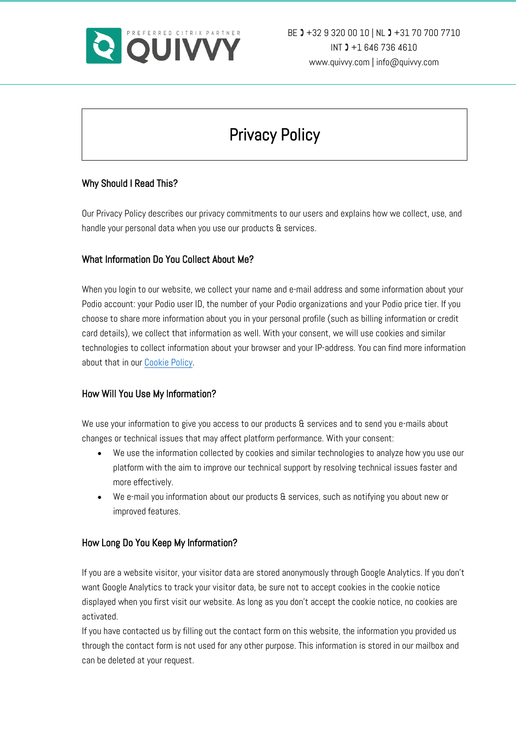# Privacy Policy

## Why Should I Read This?

Our Privacy Policy describes our privacy commitments to our users and explains how we collect, use, and handle your personal data when you use our products & services.

## What Information Do You Collect About Me?

When you login to our website, we collect your name and e-mail address and some information about your Podio account: your Podio user ID, the number of your Podio organizations and your Podio price tier. If you choose to share more information about you in your personal profile (such as billing information or credit card details), we collect that information as well. With your consent, we will use cookies and similar technologies to collect information about your browser and your IP-address. You can find more information about that in our Cookie Policy.

## How Will You Use My Information?

We use your information to give you access to our products & services and to send you e-mails about changes or technical issues that may affect platform performance. With your consent:

- We use the information collected by cookies and similar technologies to analyze how you use our platform with the aim to improve our technical support by resolving technical issues faster and more effectively.
- We e-mail you information about our products & services, such as notifying you about new or improved features.

## How Long Do You Keep My Information?

If you are a website visitor, your visitor data are stored anonymously through Google Analytics. If you don't want Google Analytics to track your visitor data, be sure not to accept cookies in the cookie notice displayed when you first visit our website. As long as you don't accept the cookie notice, no cookies are activated.

If you have contacted us by filling out the contact form on this website, the information you provided us through the contact form is not used for any other purpose. This information is stored in our mailbox and can be deleted at your request.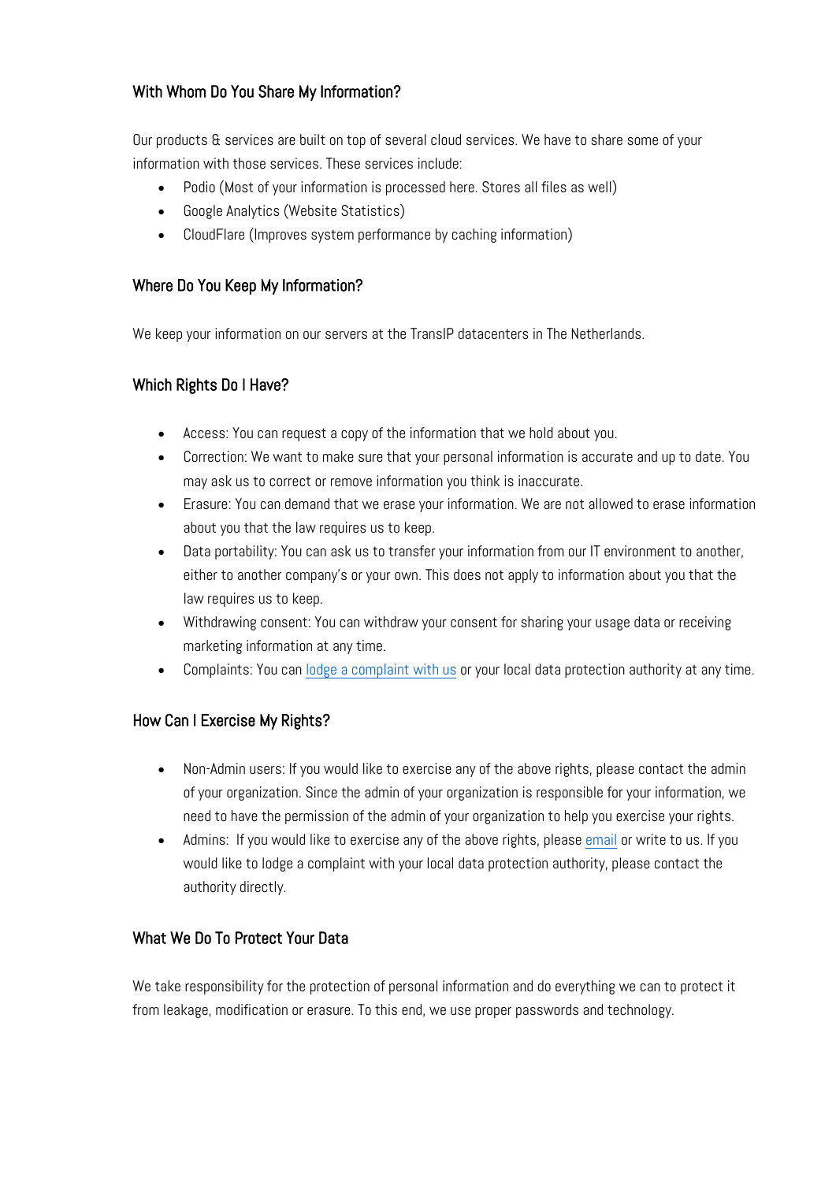## With Whom Do You Share My Information?

Our products & services are built on top of several cloud services. We have to share some of your information with those services. These services include:

- Podio (Most of your information is processed here. Stores all files as well)
- Google Analytics (Website Statistics)
- CloudFlare (Improves system performance by caching information)

## Where Do You Keep My Information?

We keep your information on our servers at the TransIP datacenters in The Netherlands.

## Which Rights Do I Have?

- Access: You can request a copy of the information that we hold about you.
- Correction: We want to make sure that your personal information is accurate and up to date. You may ask us to correct or remove information you think is inaccurate.
- Erasure: You can demand that we erase your information. We are not allowed to erase information about you that the law requires us to keep.
- Data portability: You can ask us to transfer your information from our IT environment to another, either to another company's or your own. This does not apply to information about you that the law requires us to keep.
- Withdrawing consent: You can withdraw your consent for sharing your usage data or receiving marketing information at any time.
- Complaints: You can lodge a complaint with us or your local data protection authority at any time.

## How Can I Exercise My Rights?

- Non-Admin users: If you would like to exercise any of the above rights, please contact the admin of your organization. Since the admin of your organization is responsible for your information, we need to have the permission of the admin of your organization to help you exercise your rights.
- Admins: If you would like to exercise any of the above rights, please email or write to us. If you would like to lodge a complaint with your local data protection authority, please contact the authority directly.

## What We Do To Protect Your Data

We take responsibility for the protection of personal information and do everything we can to protect it from leakage, modification or erasure. To this end, we use proper passwords and technology.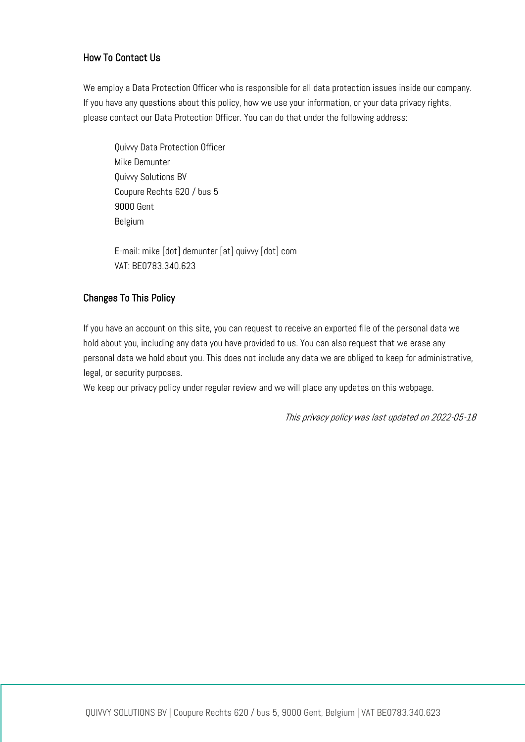## How To Contact Us

We employ a Data Protection Officer who is responsible for all data protection issues inside our company. If you have any questions about this policy, how we use your information, or your data privacy rights, please contact our Data Protection Officer. You can do that under the following address:

Quivvy Data Protection Officer
Mike Demunter
Quivvy Solutions BV
Coupure Rechts 620 / bus 5
9000 Gent
Belgium

E-mail: mike [dot] demunter [at] quivvy [dot] com
VAT: BE0783.340.623

## Changes To This Policy

If you have an account on this site, you can request to receive an exported file of the personal data we hold about you, including any data you have provided to us. You can also request that we erase any personal data we hold about you. This does not include any data we are obliged to keep for administrative, legal, or security purposes.
We keep our privacy policy under regular review and we will place any updates on this webpage.

*This privacy policy was last updated on 2022-05-18*